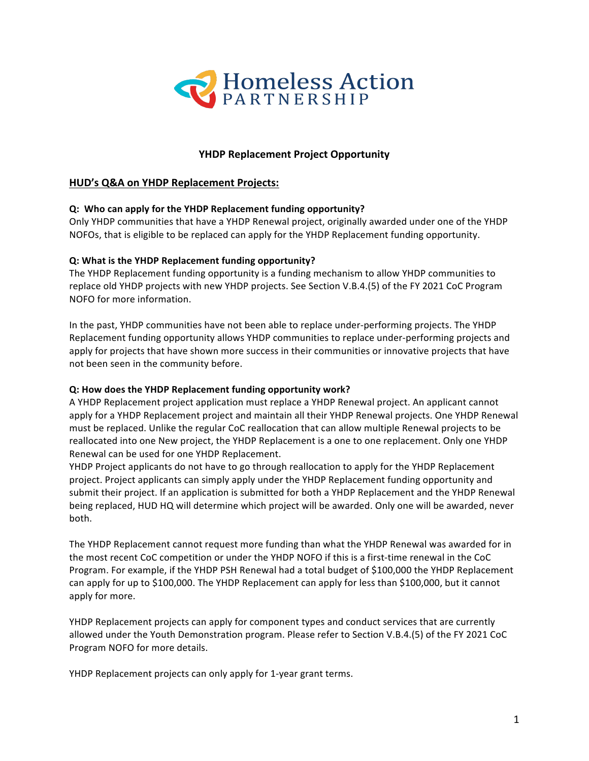Homeless Action PARTNERSHIP

# YHDP Replacement Project Opportunity

## HUD's Q&A on YHDP Replacement Projects:

**Q: Who can apply for the YHDP Replacement funding opportunity?**
Only YHDP communities that have a YHDP Renewal project, originally awarded under one of the YHDP NOFOs, that is eligible to be replaced can apply for the YHDP Replacement funding opportunity.

**Q: What is the YHDP Replacement funding opportunity?**
The YHDP Replacement funding opportunity is a funding mechanism to allow YHDP communities to replace old YHDP projects with new YHDP projects. See Section V.B.4.(5) of the FY 2021 CoC Program NOFO for more information.

In the past, YHDP communities have not been able to replace under-performing projects. The YHDP Replacement funding opportunity allows YHDP communities to replace under-performing projects and apply for projects that have shown more success in their communities or innovative projects that have not been seen in the community before.

**Q: How does the YHDP Replacement funding opportunity work?**
A YHDP Replacement project application must replace a YHDP Renewal project. An applicant cannot apply for a YHDP Replacement project and maintain all their YHDP Renewal projects. One YHDP Renewal must be replaced. Unlike the regular CoC reallocation that can allow multiple Renewal projects to be reallocated into one New project, the YHDP Replacement is a one to one replacement. Only one YHDP Renewal can be used for one YHDP Replacement.
YHDP Project applicants do not have to go through reallocation to apply for the YHDP Replacement project. Project applicants can simply apply under the YHDP Replacement funding opportunity and submit their project. If an application is submitted for both a YHDP Replacement and the YHDP Renewal being replaced, HUD HQ will determine which project will be awarded. Only one will be awarded, never both.

The YHDP Replacement cannot request more funding than what the YHDP Renewal was awarded for in the most recent CoC competition or under the YHDP NOFO if this is a first-time renewal in the CoC Program. For example, if the YHDP PSH Renewal had a total budget of $100,000 the YHDP Replacement can apply for up to $100,000. The YHDP Replacement can apply for less than $100,000, but it cannot apply for more.

YHDP Replacement projects can apply for component types and conduct services that are currently allowed under the Youth Demonstration program. Please refer to Section V.B.4.(5) of the FY 2021 CoC Program NOFO for more details.

YHDP Replacement projects can only apply for 1-year grant terms.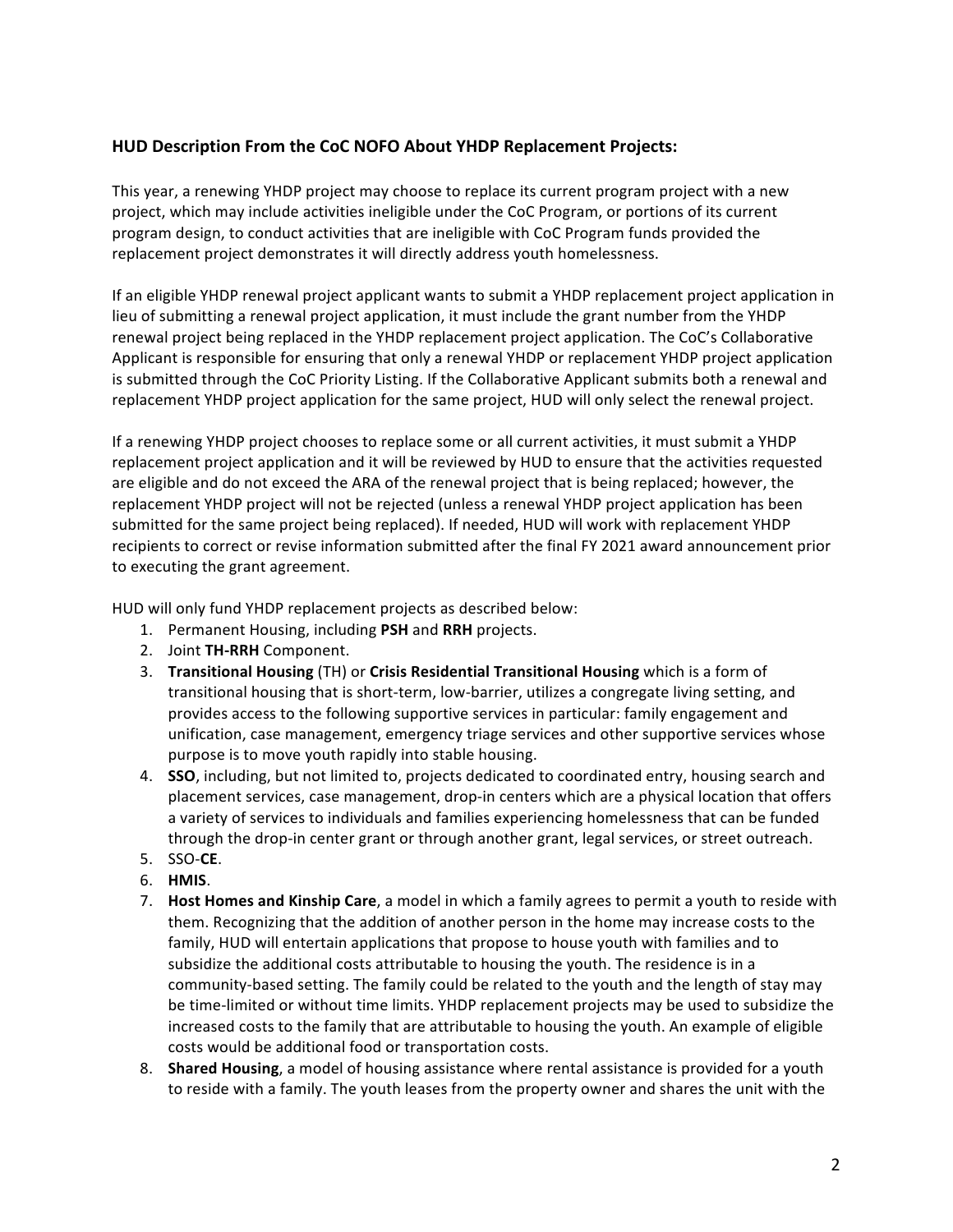## HUD Description From the CoC NOFO About YHDP Replacement Projects:

This year, a renewing YHDP project may choose to replace its current program project with a new project, which may include activities ineligible under the CoC Program, or portions of its current program design, to conduct activities that are ineligible with CoC Program funds provided the replacement project demonstrates it will directly address youth homelessness.

If an eligible YHDP renewal project applicant wants to submit a YHDP replacement project application in lieu of submitting a renewal project application, it must include the grant number from the YHDP renewal project being replaced in the YHDP replacement project application. The CoC's Collaborative Applicant is responsible for ensuring that only a renewal YHDP or replacement YHDP project application is submitted through the CoC Priority Listing. If the Collaborative Applicant submits both a renewal and replacement YHDP project application for the same project, HUD will only select the renewal project.

If a renewing YHDP project chooses to replace some or all current activities, it must submit a YHDP replacement project application and it will be reviewed by HUD to ensure that the activities requested are eligible and do not exceed the ARA of the renewal project that is being replaced; however, the replacement YHDP project will not be rejected (unless a renewal YHDP project application has been submitted for the same project being replaced). If needed, HUD will work with replacement YHDP recipients to correct or revise information submitted after the final FY 2021 award announcement prior to executing the grant agreement.

HUD will only fund YHDP replacement projects as described below:

1. Permanent Housing, including **PSH** and **RRH** projects.
2. Joint **TH-RRH** Component.
3. **Transitional Housing** (TH) or **Crisis Residential Transitional Housing** which is a form of transitional housing that is short-term, low-barrier, utilizes a congregate living setting, and provides access to the following supportive services in particular: family engagement and unification, case management, emergency triage services and other supportive services whose purpose is to move youth rapidly into stable housing.
4. **SSO**, including, but not limited to, projects dedicated to coordinated entry, housing search and placement services, case management, drop-in centers which are a physical location that offers a variety of services to individuals and families experiencing homelessness that can be funded through the drop-in center grant or through another grant, legal services, or street outreach.
5. SSO-**CE**.
6. **HMIS**.
7. **Host Homes and Kinship Care**, a model in which a family agrees to permit a youth to reside with them. Recognizing that the addition of another person in the home may increase costs to the family, HUD will entertain applications that propose to house youth with families and to subsidize the additional costs attributable to housing the youth. The residence is in a community-based setting. The family could be related to the youth and the length of stay may be time-limited or without time limits. YHDP replacement projects may be used to subsidize the increased costs to the family that are attributable to housing the youth. An example of eligible costs would be additional food or transportation costs.
8. **Shared Housing**, a model of housing assistance where rental assistance is provided for a youth to reside with a family. The youth leases from the property owner and shares the unit with the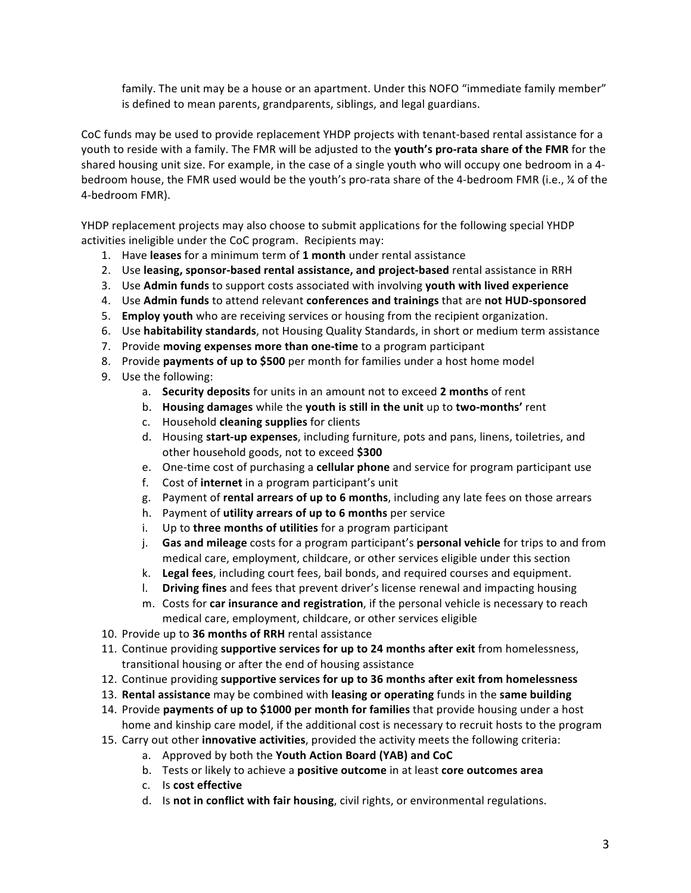family. The unit may be a house or an apartment. Under this NOFO "immediate family member" is defined to mean parents, grandparents, siblings, and legal guardians.

CoC funds may be used to provide replacement YHDP projects with tenant-based rental assistance for a youth to reside with a family. The FMR will be adjusted to the **youth's pro-rata share of the FMR** for the shared housing unit size. For example, in the case of a single youth who will occupy one bedroom in a 4-bedroom house, the FMR used would be the youth's pro-rata share of the 4-bedroom FMR (i.e., ¼ of the 4-bedroom FMR).

YHDP replacement projects may also choose to submit applications for the following special YHDP activities ineligible under the CoC program. Recipients may:

1. Have **leases** for a minimum term of **1 month** under rental assistance
2. Use **leasing, sponsor-based rental assistance, and project-based** rental assistance in RRH
3. Use **Admin funds** to support costs associated with involving **youth with lived experience**
4. Use **Admin funds** to attend relevant **conferences and trainings** that are **not HUD-sponsored**
5. **Employ youth** who are receiving services or housing from the recipient organization.
6. Use **habitability standards**, not Housing Quality Standards, in short or medium term assistance
7. Provide **moving expenses more than one-time** to a program participant
8. Provide **payments of up to $500** per month for families under a host home model
9. Use the following:
   a. **Security deposits** for units in an amount not to exceed **2 months** of rent
   b. **Housing damages** while the **youth is still in the unit** up to **two-months'** rent
   c. Household **cleaning supplies** for clients
   d. Housing **start-up expenses**, including furniture, pots and pans, linens, toiletries, and other household goods, not to exceed **$300**
   e. One-time cost of purchasing a **cellular phone** and service for program participant use
   f. Cost of **internet** in a program participant's unit
   g. Payment of **rental arrears of up to 6 months**, including any late fees on those arrears
   h. Payment of **utility arrears of up to 6 months** per service
   i. Up to **three months of utilities** for a program participant
   j. **Gas and mileage** costs for a program participant's **personal vehicle** for trips to and from medical care, employment, childcare, or other services eligible under this section
   k. **Legal fees**, including court fees, bail bonds, and required courses and equipment.
   l. **Driving fines** and fees that prevent driver's license renewal and impacting housing
   m. Costs for **car insurance and registration**, if the personal vehicle is necessary to reach medical care, employment, childcare, or other services eligible
10. Provide up to **36 months of RRH** rental assistance
11. Continue providing **supportive services for up to 24 months after exit** from homelessness, transitional housing or after the end of housing assistance
12. Continue providing **supportive services for up to 36 months after exit from homelessness**
13. **Rental assistance** may be combined with **leasing or operating** funds in the **same building**
14. Provide **payments of up to $1000 per month for families** that provide housing under a host home and kinship care model, if the additional cost is necessary to recruit hosts to the program
15. Carry out other **innovative activities**, provided the activity meets the following criteria:
    a. Approved by both the **Youth Action Board (YAB) and CoC**
    b. Tests or likely to achieve a **positive outcome** in at least **core outcomes area**
    c. Is **cost effective**
    d. Is **not in conflict with fair housing**, civil rights, or environmental regulations.